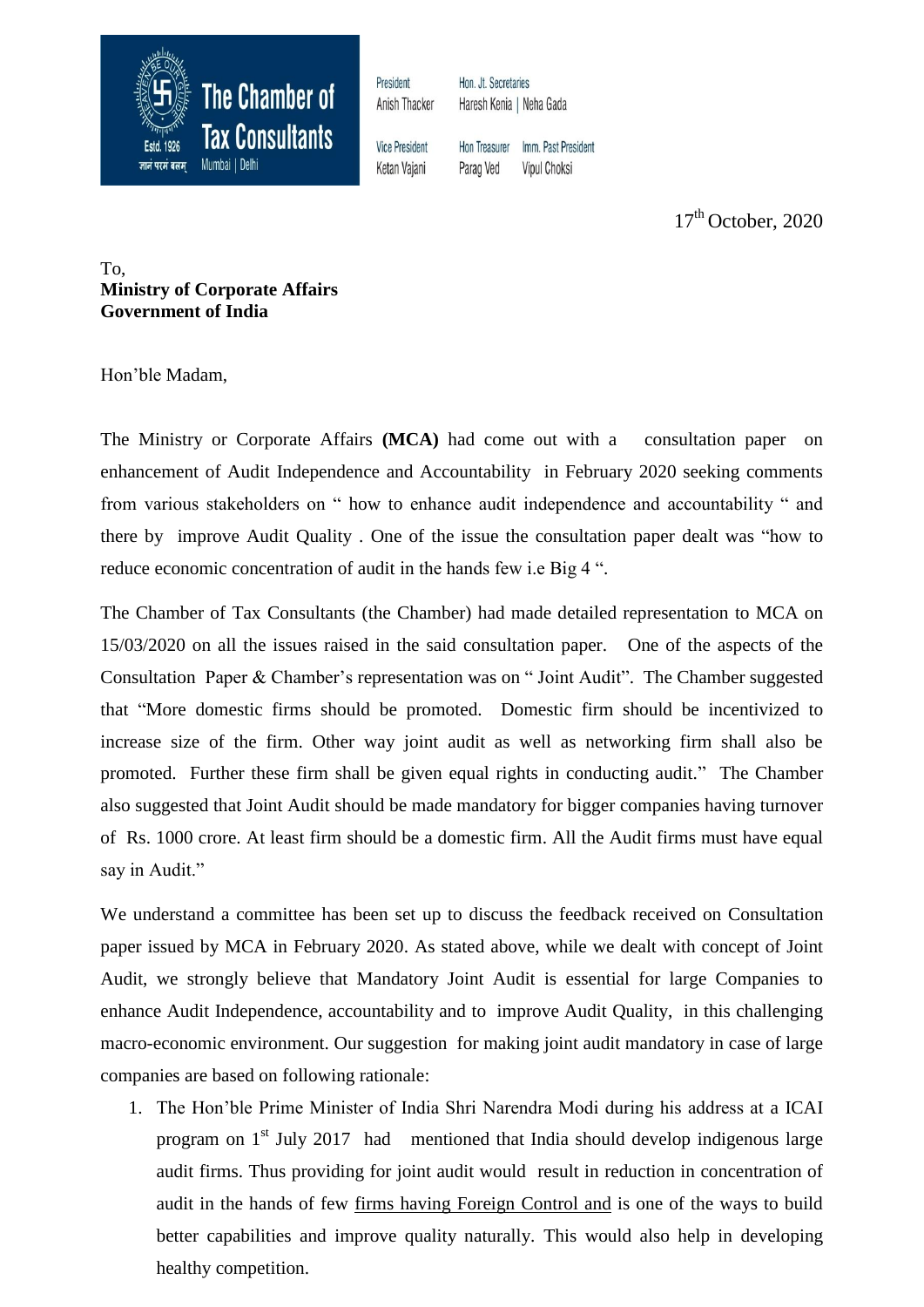**The Chamber of Tax Consultants**

Estd. 1926

ज्ञानं परमं बलम्

Mumbai | Delhi

President
Anish Thacker

Hon. Jt. Secretaries
Haresh Kenia | Neha Gada

Vice President
Ketan Vajani

Hon Treasurer
Parag Ved

Imm. Past President
Vipul Choksi

17th October, 2020

To,
**Ministry of Corporate Affairs**
**Government of India**

Hon'ble Madam,

The Ministry or Corporate Affairs **(MCA)** had come out with a consultation paper on enhancement of Audit Independence and Accountability in February 2020 seeking comments from various stakeholders on " how to enhance audit independence and accountability " and there by improve Audit Quality . One of the issue the consultation paper dealt was "how to reduce economic concentration of audit in the hands few i.e Big 4 ".

The Chamber of Tax Consultants (the Chamber) had made detailed representation to MCA on 15/03/2020 on all the issues raised in the said consultation paper. One of the aspects of the Consultation Paper & Chamber's representation was on " Joint Audit". The Chamber suggested that "More domestic firms should be promoted. Domestic firm should be incentivized to increase size of the firm. Other way joint audit as well as networking firm shall also be promoted. Further these firm shall be given equal rights in conducting audit." The Chamber also suggested that Joint Audit should be made mandatory for bigger companies having turnover of Rs. 1000 crore. At least firm should be a domestic firm. All the Audit firms must have equal say in Audit."

We understand a committee has been set up to discuss the feedback received on Consultation paper issued by MCA in February 2020. As stated above, while we dealt with concept of Joint Audit, we strongly believe that Mandatory Joint Audit is essential for large Companies to enhance Audit Independence, accountability and to improve Audit Quality, in this challenging macro-economic environment. Our suggestion for making joint audit mandatory in case of large companies are based on following rationale:

1. The Hon'ble Prime Minister of India Shri Narendra Modi during his address at a ICAI program on 1st July 2017 had mentioned that India should develop indigenous large audit firms. Thus providing for joint audit would result in reduction in concentration of audit in the hands of few firms having Foreign Control and is one of the ways to build better capabilities and improve quality naturally. This would also help in developing healthy competition.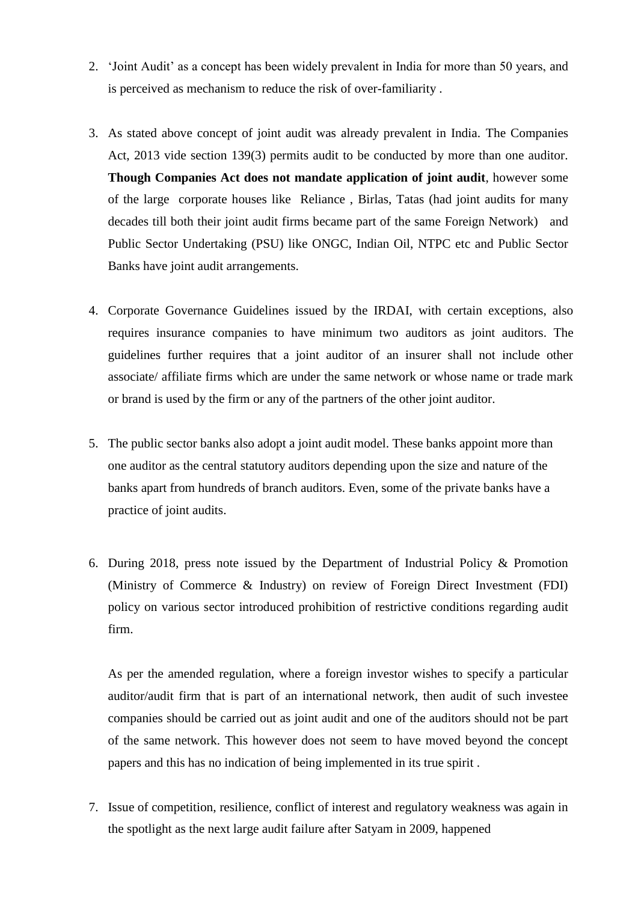2. 'Joint Audit' as a concept has been widely prevalent in India for more than 50 years, and is perceived as mechanism to reduce the risk of over-familiarity .

3. As stated above concept of joint audit was already prevalent in India. The Companies Act, 2013 vide section 139(3) permits audit to be conducted by more than one auditor. **Though Companies Act does not mandate application of joint audit**, however some of the large corporate houses like Reliance , Birlas, Tatas (had joint audits for many decades till both their joint audit firms became part of the same Foreign Network) and Public Sector Undertaking (PSU) like ONGC, Indian Oil, NTPC etc and Public Sector Banks have joint audit arrangements.

4. Corporate Governance Guidelines issued by the IRDAI, with certain exceptions, also requires insurance companies to have minimum two auditors as joint auditors. The guidelines further requires that a joint auditor of an insurer shall not include other associate/ affiliate firms which are under the same network or whose name or trade mark or brand is used by the firm or any of the partners of the other joint auditor.

5. The public sector banks also adopt a joint audit model. These banks appoint more than one auditor as the central statutory auditors depending upon the size and nature of the banks apart from hundreds of branch auditors. Even, some of the private banks have a practice of joint audits.

6. During 2018, press note issued by the Department of Industrial Policy & Promotion (Ministry of Commerce & Industry) on review of Foreign Direct Investment (FDI) policy on various sector introduced prohibition of restrictive conditions regarding audit firm.

   As per the amended regulation, where a foreign investor wishes to specify a particular auditor/audit firm that is part of an international network, then audit of such investee companies should be carried out as joint audit and one of the auditors should not be part of the same network. This however does not seem to have moved beyond the concept papers and this has no indication of being implemented in its true spirit .

7. Issue of competition, resilience, conflict of interest and regulatory weakness was again in the spotlight as the next large audit failure after Satyam in 2009, happened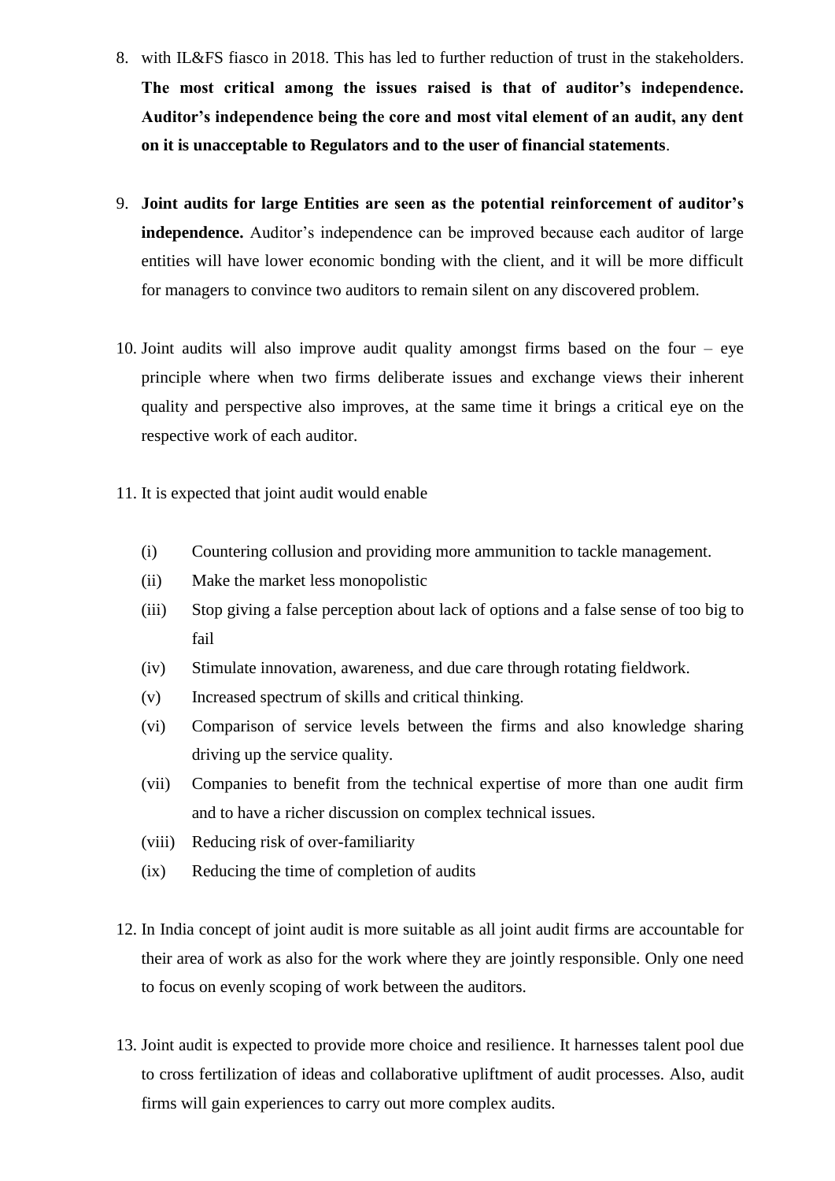8. with IL&FS fiasco in 2018. This has led to further reduction of trust in the stakeholders. **The most critical among the issues raised is that of auditor's independence. Auditor's independence being the core and most vital element of an audit, any dent on it is unacceptable to Regulators and to the user of financial statements**.

9. **Joint audits for large Entities are seen as the potential reinforcement of auditor's independence.** Auditor's independence can be improved because each auditor of large entities will have lower economic bonding with the client, and it will be more difficult for managers to convince two auditors to remain silent on any discovered problem.

10. Joint audits will also improve audit quality amongst firms based on the four – eye principle where when two firms deliberate issues and exchange views their inherent quality and perspective also improves, at the same time it brings a critical eye on the respective work of each auditor.

11. It is expected that joint audit would enable

    (i) Countering collusion and providing more ammunition to tackle management.
    (ii) Make the market less monopolistic
    (iii) Stop giving a false perception about lack of options and a false sense of too big to fail
    (iv) Stimulate innovation, awareness, and due care through rotating fieldwork.
    (v) Increased spectrum of skills and critical thinking.
    (vi) Comparison of service levels between the firms and also knowledge sharing driving up the service quality.
    (vii) Companies to benefit from the technical expertise of more than one audit firm and to have a richer discussion on complex technical issues.
    (viii) Reducing risk of over-familiarity
    (ix) Reducing the time of completion of audits

12. In India concept of joint audit is more suitable as all joint audit firms are accountable for their area of work as also for the work where they are jointly responsible. Only one need to focus on evenly scoping of work between the auditors.

13. Joint audit is expected to provide more choice and resilience. It harnesses talent pool due to cross fertilization of ideas and collaborative upliftment of audit processes. Also, audit firms will gain experiences to carry out more complex audits.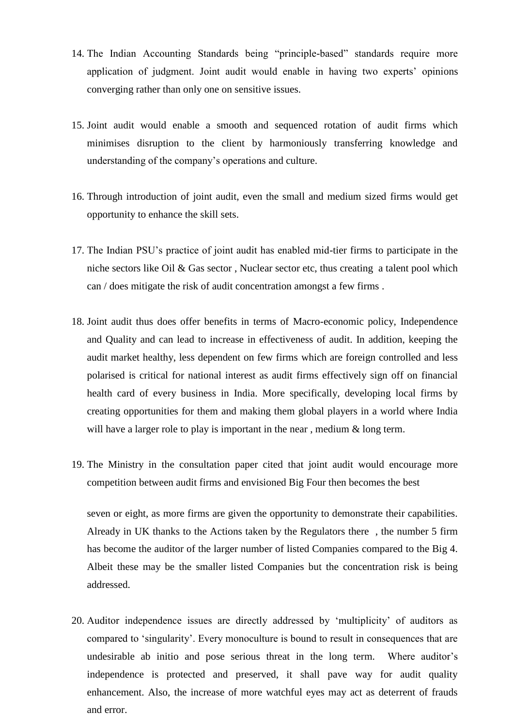14. The Indian Accounting Standards being "principle-based" standards require more application of judgment. Joint audit would enable in having two experts' opinions converging rather than only one on sensitive issues.

15. Joint audit would enable a smooth and sequenced rotation of audit firms which minimises disruption to the client by harmoniously transferring knowledge and understanding of the company's operations and culture.

16. Through introduction of joint audit, even the small and medium sized firms would get opportunity to enhance the skill sets.

17. The Indian PSU's practice of joint audit has enabled mid-tier firms to participate in the niche sectors like Oil & Gas sector , Nuclear sector etc, thus creating a talent pool which can / does mitigate the risk of audit concentration amongst a few firms .

18. Joint audit thus does offer benefits in terms of Macro-economic policy, Independence and Quality and can lead to increase in effectiveness of audit. In addition, keeping the audit market healthy, less dependent on few firms which are foreign controlled and less polarised is critical for national interest as audit firms effectively sign off on financial health card of every business in India. More specifically, developing local firms by creating opportunities for them and making them global players in a world where India will have a larger role to play is important in the near , medium & long term.

19. The Ministry in the consultation paper cited that joint audit would encourage more competition between audit firms and envisioned Big Four then becomes the best seven or eight, as more firms are given the opportunity to demonstrate their capabilities. Already in UK thanks to the Actions taken by the Regulators there , the number 5 firm has become the auditor of the larger number of listed Companies compared to the Big 4. Albeit these may be the smaller listed Companies but the concentration risk is being addressed.

20. Auditor independence issues are directly addressed by 'multiplicity' of auditors as compared to 'singularity'. Every monoculture is bound to result in consequences that are undesirable ab initio and pose serious threat in the long term. Where auditor's independence is protected and preserved, it shall pave way for audit quality enhancement. Also, the increase of more watchful eyes may act as deterrent of frauds and error.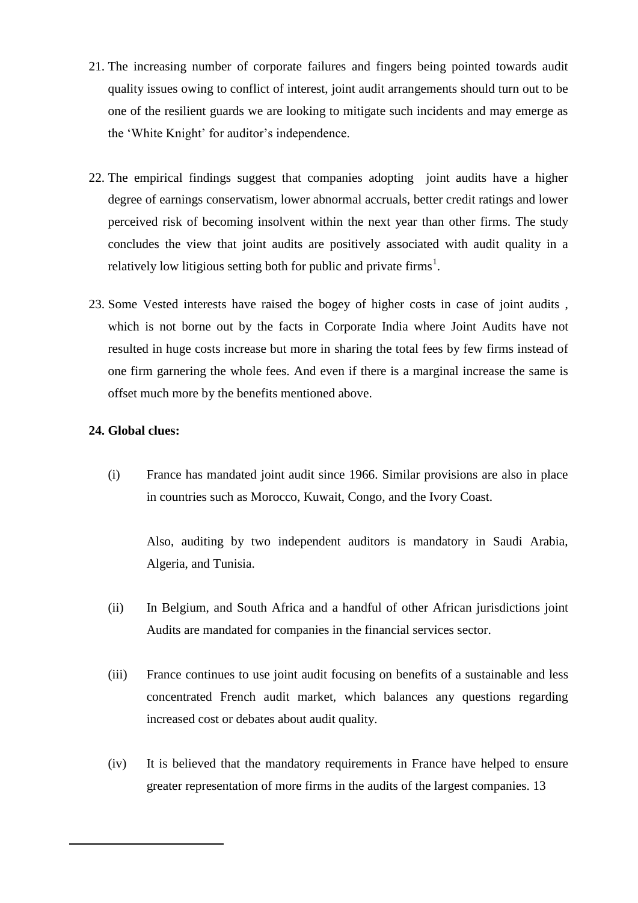21. The increasing number of corporate failures and fingers being pointed towards audit quality issues owing to conflict of interest, joint audit arrangements should turn out to be one of the resilient guards we are looking to mitigate such incidents and may emerge as the 'White Knight' for auditor's independence.

22. The empirical findings suggest that companies adopting joint audits have a higher degree of earnings conservatism, lower abnormal accruals, better credit ratings and lower perceived risk of becoming insolvent within the next year than other firms. The study concludes the view that joint audits are positively associated with audit quality in a relatively low litigious setting both for public and private firms[1].

23. Some Vested interests have raised the bogey of higher costs in case of joint audits , which is not borne out by the facts in Corporate India where Joint Audits have not resulted in huge costs increase but more in sharing the total fees by few firms instead of one firm garnering the whole fees. And even if there is a marginal increase the same is offset much more by the benefits mentioned above.

**24. Global clues:**

(i) France has mandated joint audit since 1966. Similar provisions are also in place in countries such as Morocco, Kuwait, Congo, and the Ivory Coast.

Also, auditing by two independent auditors is mandatory in Saudi Arabia, Algeria, and Tunisia.

(ii) In Belgium, and South Africa and a handful of other African jurisdictions joint Audits are mandated for companies in the financial services sector.

(iii) France continues to use joint audit focusing on benefits of a sustainable and less concentrated French audit market, which balances any questions regarding increased cost or debates about audit quality.

(iv) It is believed that the mandatory requirements in France have helped to ensure greater representation of more firms in the audits of the largest companies. 13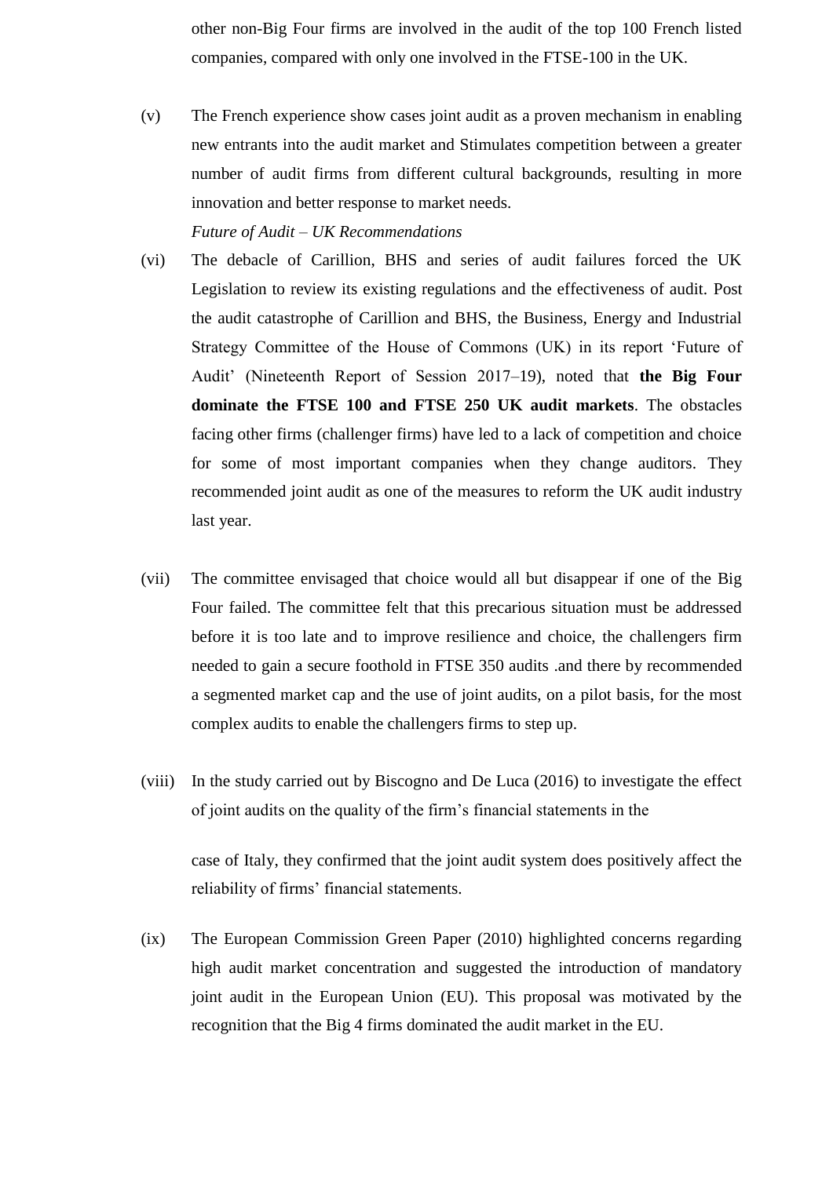other non-Big Four firms are involved in the audit of the top 100 French listed companies, compared with only one involved in the FTSE-100 in the UK.

(v) The French experience show cases joint audit as a proven mechanism in enabling new entrants into the audit market and Stimulates competition between a greater number of audit firms from different cultural backgrounds, resulting in more innovation and better response to market needs.

*Future of Audit – UK Recommendations*

(vi) The debacle of Carillion, BHS and series of audit failures forced the UK Legislation to review its existing regulations and the effectiveness of audit. Post the audit catastrophe of Carillion and BHS, the Business, Energy and Industrial Strategy Committee of the House of Commons (UK) in its report 'Future of Audit' (Nineteenth Report of Session 2017–19), noted that **the Big Four dominate the FTSE 100 and FTSE 250 UK audit markets**. The obstacles facing other firms (challenger firms) have led to a lack of competition and choice for some of most important companies when they change auditors. They recommended joint audit as one of the measures to reform the UK audit industry last year.

(vii) The committee envisaged that choice would all but disappear if one of the Big Four failed. The committee felt that this precarious situation must be addressed before it is too late and to improve resilience and choice, the challengers firm needed to gain a secure foothold in FTSE 350 audits .and there by recommended a segmented market cap and the use of joint audits, on a pilot basis, for the most complex audits to enable the challengers firms to step up.

(viii) In the study carried out by Biscogno and De Luca (2016) to investigate the effect of joint audits on the quality of the firm's financial statements in the case of Italy, they confirmed that the joint audit system does positively affect the reliability of firms' financial statements.

(ix) The European Commission Green Paper (2010) highlighted concerns regarding high audit market concentration and suggested the introduction of mandatory joint audit in the European Union (EU). This proposal was motivated by the recognition that the Big 4 firms dominated the audit market in the EU.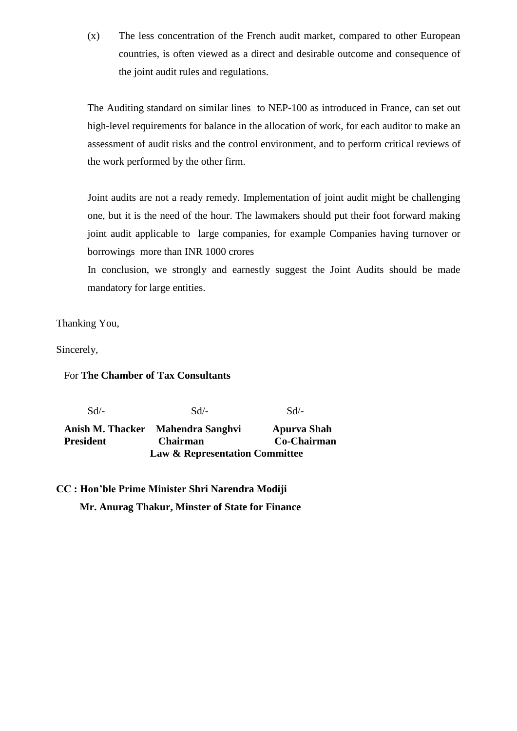(x) The less concentration of the French audit market, compared to other European countries, is often viewed as a direct and desirable outcome and consequence of the joint audit rules and regulations.

The Auditing standard on similar lines to NEP-100 as introduced in France, can set out high-level requirements for balance in the allocation of work, for each auditor to make an assessment of audit risks and the control environment, and to perform critical reviews of the work performed by the other firm.

Joint audits are not a ready remedy. Implementation of joint audit might be challenging one, but it is the need of the hour. The lawmakers should put their foot forward making joint audit applicable to large companies, for example Companies having turnover or borrowings more than INR 1000 crores

In conclusion, we strongly and earnestly suggest the Joint Audits should be made mandatory for large entities.

Thanking You,

Sincerely,

For **The Chamber of Tax Consultants**

| | | |
|---|---|---|
| Sd/- | Sd/- | Sd/- |
| **Anish M. Thacker** | **Mahendra Sanghvi** | **Apurva Shah** |
| **President** | **Chairman** | **Co-Chairman** |
| | **Law & Representation Committee** | |

**CC : Hon'ble Prime Minister Shri Narendra Modiji**

**Mr. Anurag Thakur, Minster of State for Finance**